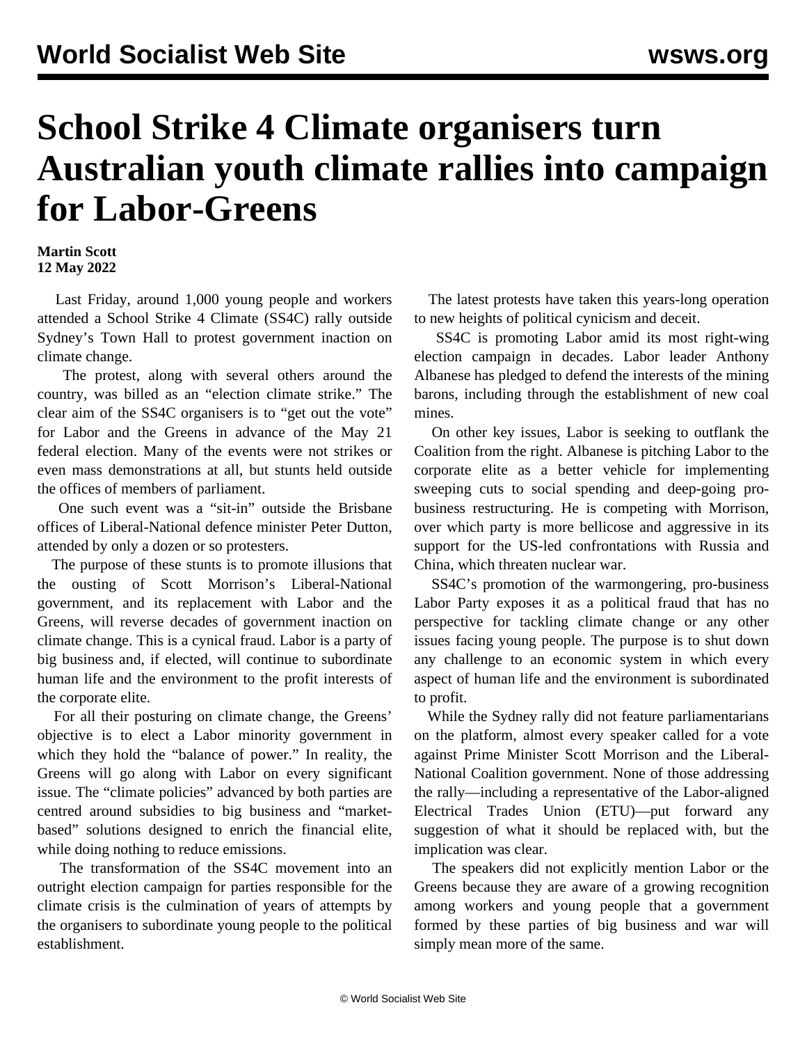# School Strike 4 Climate organisers turn Australian youth climate rallies into campaign for Labor-Greens

**Martin Scott**
**12 May 2022**

Last Friday, around 1,000 young people and workers attended a School Strike 4 Climate (SS4C) rally outside Sydney's Town Hall to protest government inaction on climate change.

The protest, along with several others around the country, was billed as an "election climate strike." The clear aim of the SS4C organisers is to "get out the vote" for Labor and the Greens in advance of the May 21 federal election. Many of the events were not strikes or even mass demonstrations at all, but stunts held outside the offices of members of parliament.

One such event was a "sit-in" outside the Brisbane offices of Liberal-National defence minister Peter Dutton, attended by only a dozen or so protesters.

The purpose of these stunts is to promote illusions that the ousting of Scott Morrison's Liberal-National government, and its replacement with Labor and the Greens, will reverse decades of government inaction on climate change. This is a cynical fraud. Labor is a party of big business and, if elected, will continue to subordinate human life and the environment to the profit interests of the corporate elite.

For all their posturing on climate change, the Greens' objective is to elect a Labor minority government in which they hold the "balance of power." In reality, the Greens will go along with Labor on every significant issue. The "climate policies" advanced by both parties are centred around subsidies to big business and "market-based" solutions designed to enrich the financial elite, while doing nothing to reduce emissions.

The transformation of the SS4C movement into an outright election campaign for parties responsible for the climate crisis is the culmination of years of attempts by the organisers to subordinate young people to the political establishment.

The latest protests have taken this years-long operation to new heights of political cynicism and deceit.

SS4C is promoting Labor amid its most right-wing election campaign in decades. Labor leader Anthony Albanese has pledged to defend the interests of the mining barons, including through the establishment of new coal mines.

On other key issues, Labor is seeking to outflank the Coalition from the right. Albanese is pitching Labor to the corporate elite as a better vehicle for implementing sweeping cuts to social spending and deep-going pro-business restructuring. He is competing with Morrison, over which party is more bellicose and aggressive in its support for the US-led confrontations with Russia and China, which threaten nuclear war.

SS4C's promotion of the warmongering, pro-business Labor Party exposes it as a political fraud that has no perspective for tackling climate change or any other issues facing young people. The purpose is to shut down any challenge to an economic system in which every aspect of human life and the environment is subordinated to profit.

While the Sydney rally did not feature parliamentarians on the platform, almost every speaker called for a vote against Prime Minister Scott Morrison and the Liberal-National Coalition government. None of those addressing the rally—including a representative of the Labor-aligned Electrical Trades Union (ETU)—put forward any suggestion of what it should be replaced with, but the implication was clear.

The speakers did not explicitly mention Labor or the Greens because they are aware of a growing recognition among workers and young people that a government formed by these parties of big business and war will simply mean more of the same.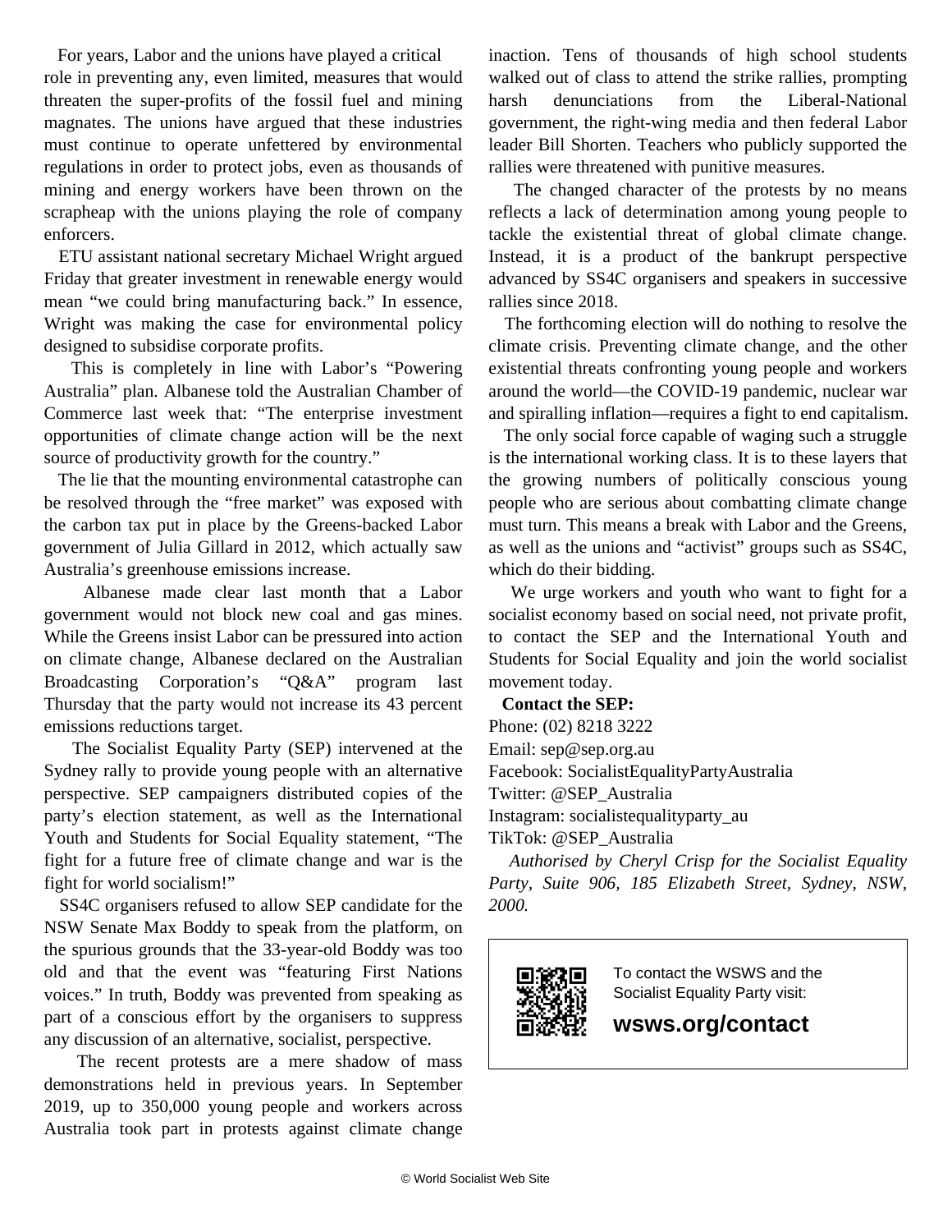For years, Labor and the unions have played a critical role in preventing any, even limited, measures that would threaten the super-profits of the fossil fuel and mining magnates. The unions have argued that these industries must continue to operate unfettered by environmental regulations in order to protect jobs, even as thousands of mining and energy workers have been thrown on the scrapheap with the unions playing the role of company enforcers.

ETU assistant national secretary Michael Wright argued Friday that greater investment in renewable energy would mean "we could bring manufacturing back." In essence, Wright was making the case for environmental policy designed to subsidise corporate profits.

This is completely in line with Labor's "Powering Australia" plan. Albanese told the Australian Chamber of Commerce last week that: "The enterprise investment opportunities of climate change action will be the next source of productivity growth for the country."

The lie that the mounting environmental catastrophe can be resolved through the "free market" was exposed with the carbon tax put in place by the Greens-backed Labor government of Julia Gillard in 2012, which actually saw Australia's greenhouse emissions increase.

Albanese made clear last month that a Labor government would not block new coal and gas mines. While the Greens insist Labor can be pressured into action on climate change, Albanese declared on the Australian Broadcasting Corporation's "Q&A" program last Thursday that the party would not increase its 43 percent emissions reductions target.

The Socialist Equality Party (SEP) intervened at the Sydney rally to provide young people with an alternative perspective. SEP campaigners distributed copies of the party's election statement, as well as the International Youth and Students for Social Equality statement, "The fight for a future free of climate change and war is the fight for world socialism!"

SS4C organisers refused to allow SEP candidate for the NSW Senate Max Boddy to speak from the platform, on the spurious grounds that the 33-year-old Boddy was too old and that the event was "featuring First Nations voices." In truth, Boddy was prevented from speaking as part of a conscious effort by the organisers to suppress any discussion of an alternative, socialist, perspective.

The recent protests are a mere shadow of mass demonstrations held in previous years. In September 2019, up to 350,000 young people and workers across Australia took part in protests against climate change inaction. Tens of thousands of high school students walked out of class to attend the strike rallies, prompting harsh denunciations from the Liberal-National government, the right-wing media and then federal Labor leader Bill Shorten. Teachers who publicly supported the rallies were threatened with punitive measures.

The changed character of the protests by no means reflects a lack of determination among young people to tackle the existential threat of global climate change. Instead, it is a product of the bankrupt perspective advanced by SS4C organisers and speakers in successive rallies since 2018.

The forthcoming election will do nothing to resolve the climate crisis. Preventing climate change, and the other existential threats confronting young people and workers around the world—the COVID-19 pandemic, nuclear war and spiralling inflation—requires a fight to end capitalism.

The only social force capable of waging such a struggle is the international working class. It is to these layers that the growing numbers of politically conscious young people who are serious about combatting climate change must turn. This means a break with Labor and the Greens, as well as the unions and "activist" groups such as SS4C, which do their bidding.

We urge workers and youth who want to fight for a socialist economy based on social need, not private profit, to contact the SEP and the International Youth and Students for Social Equality and join the world socialist movement today.

**Contact the SEP:**

Phone: (02) 8218 3222
Email: sep@sep.org.au
Facebook: SocialistEqualityPartyAustralia
Twitter: @SEP_Australia
Instagram: socialistequalityparty_au
TikTok: @SEP_Australia

*Authorised by Cheryl Crisp for the Socialist Equality Party, Suite 906, 185 Elizabeth Street, Sydney, NSW, 2000.*

To contact the WSWS and the Socialist Equality Party visit:

**wsws.org/contact**